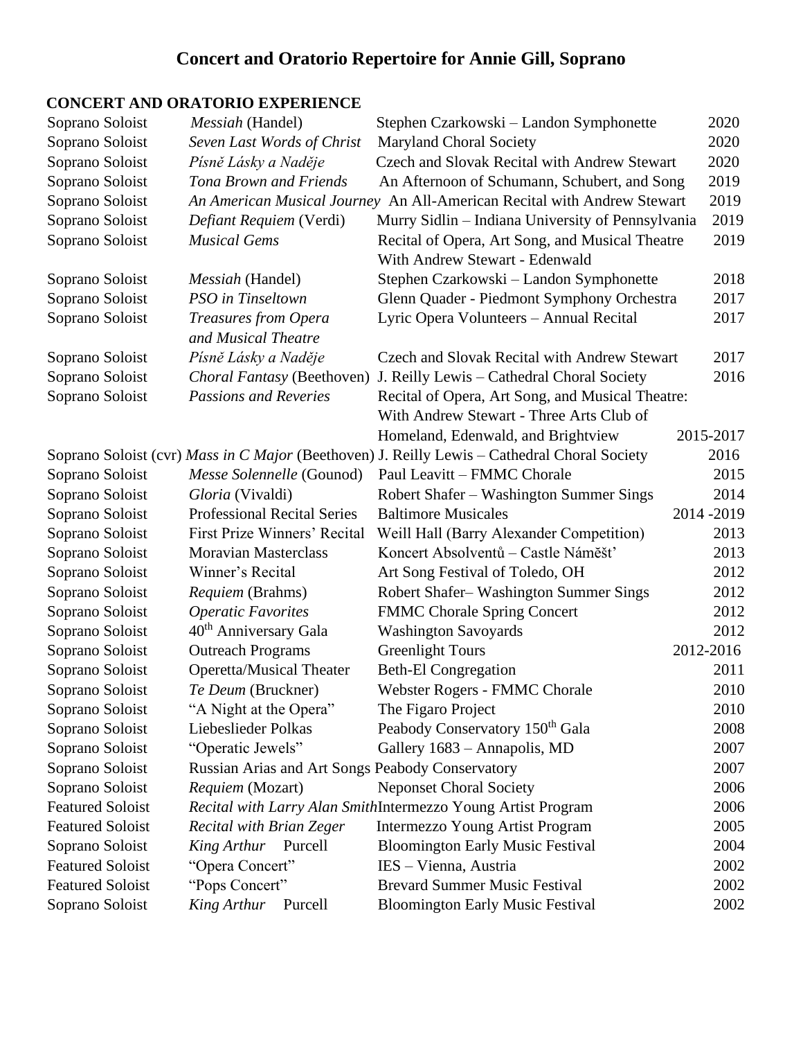# Concert and Oratorio Repertoire for Annie Gill, Soprano

## CONCERT AND ORATORIO EXPERIENCE

| Role | Work | Conductor/Venue | Year |
|---|---|---|---|
| Soprano Soloist | *Messiah* (Handel) | Stephen Czarkowski – Landon Symphonette | 2020 |
| Soprano Soloist | *Seven Last Words of Christ* | Maryland Choral Society | 2020 |
| Soprano Soloist | *Písně Lásky a Naděje* | Czech and Slovak Recital with Andrew Stewart | 2020 |
| Soprano Soloist | *Tona Brown and Friends* | An Afternoon of Schumann, Schubert, and Song | 2019 |
| Soprano Soloist | *An American Musical Journey* | An All-American Recital with Andrew Stewart | 2019 |
| Soprano Soloist | *Defiant Requiem* (Verdi) | Murry Sidlin – Indiana University of Pennsylvania | 2019 |
| Soprano Soloist | *Musical Gems* | Recital of Opera, Art Song, and Musical Theatre With Andrew Stewart - Edenwald | 2019 |
| Soprano Soloist | *Messiah* (Handel) | Stephen Czarkowski – Landon Symphonette | 2018 |
| Soprano Soloist | *PSO in Tinseltown* | Glenn Quader - Piedmont Symphony Orchestra | 2017 |
| Soprano Soloist | *Treasures from Opera and Musical Theatre* | Lyric Opera Volunteers – Annual Recital | 2017 |
| Soprano Soloist | *Písně Lásky a Naděje* | Czech and Slovak Recital with Andrew Stewart | 2017 |
| Soprano Soloist | *Choral Fantasy* (Beethoven) | J. Reilly Lewis – Cathedral Choral Society | 2016 |
| Soprano Soloist | *Passions and Reveries* | Recital of Opera, Art Song, and Musical Theatre: With Andrew Stewart - Three Arts Club of Homeland, Edenwald, and Brightview | 2015-2017 |
| Soprano Soloist (cvr) | *Mass in C Major* (Beethoven) | J. Reilly Lewis – Cathedral Choral Society | 2016 |
| Soprano Soloist | *Messe Solennelle* (Gounod) | Paul Leavitt – FMMC Chorale | 2015 |
| Soprano Soloist | *Gloria* (Vivaldi) | Robert Shafer – Washington Summer Sings | 2014 |
| Soprano Soloist | Professional Recital Series | Baltimore Musicales | 2014 -2019 |
| Soprano Soloist | First Prize Winners' Recital | Weill Hall (Barry Alexander Competition) | 2013 |
| Soprano Soloist | Moravian Masterclass | Koncert Absolventů – Castle Náměšť | 2013 |
| Soprano Soloist | Winner's Recital | Art Song Festival of Toledo, OH | 2012 |
| Soprano Soloist | *Requiem* (Brahms) | Robert Shafer– Washington Summer Sings | 2012 |
| Soprano Soloist | *Operatic Favorites* | FMMC Chorale Spring Concert | 2012 |
| Soprano Soloist | 40th Anniversary Gala | Washington Savoyards | 2012 |
| Soprano Soloist | Outreach Programs | Greenlight Tours | 2012-2016 |
| Soprano Soloist | Operetta/Musical Theater | Beth-El Congregation | 2011 |
| Soprano Soloist | *Te Deum* (Bruckner) | Webster Rogers - FMMC Chorale | 2010 |
| Soprano Soloist | "A Night at the Opera" | The Figaro Project | 2010 |
| Soprano Soloist | Liebeslieder Polkas | Peabody Conservatory 150th Gala | 2008 |
| Soprano Soloist | "Operatic Jewels" | Gallery 1683 – Annapolis, MD | 2007 |
| Soprano Soloist | Russian Arias and Art Songs | Peabody Conservatory | 2007 |
| Soprano Soloist | *Requiem* (Mozart) | Neponset Choral Society | 2006 |
| Featured Soloist | *Recital with Larry Alan Smith* | Intermezzo Young Artist Program | 2006 |
| Featured Soloist | *Recital with Brian Zeger* | Intermezzo Young Artist Program | 2005 |
| Soprano Soloist | *King Arthur* Purcell | Bloomington Early Music Festival | 2004 |
| Featured Soloist | "Opera Concert" | IES – Vienna, Austria | 2002 |
| Featured Soloist | "Pops Concert" | Brevard Summer Music Festival | 2002 |
| Soprano Soloist | *King Arthur* Purcell | Bloomington Early Music Festival | 2002 |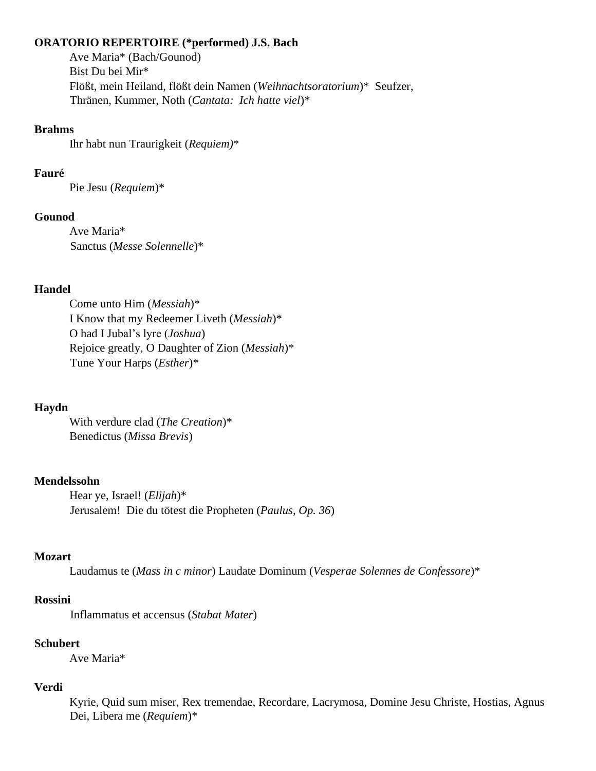**ORATORIO REPERTOIRE (*performed) J.S. Bach**

Ave Maria* (Bach/Gounod)
Bist Du bei Mir*
Flößt, mein Heiland, flößt dein Namen (*Weihnachtsoratorium*)* Seufzer, Thränen, Kummer, Noth (*Cantata: Ich hatte viel*)*

**Brahms**

Ihr habt nun Traurigkeit (*Requiem)**

**Fauré**

Pie Jesu (*Requiem*)*

**Gounod**

Ave Maria*
Sanctus (*Messe Solennelle*)*

**Handel**

Come unto Him (*Messiah*)*
I Know that my Redeemer Liveth (*Messiah*)*
O had I Jubal's lyre (*Joshua*)
Rejoice greatly, O Daughter of Zion (*Messiah*)*
Tune Your Harps (*Esther*)*

**Haydn**

With verdure clad (*The Creation*)*
Benedictus (*Missa Brevis*)

**Mendelssohn**

Hear ye, Israel! (*Elijah*)*
Jerusalem! Die du tötest die Propheten (*Paulus, Op. 36*)

**Mozart**

Laudamus te (*Mass in c minor*) Laudate Dominum (*Vesperae Solennes de Confessore*)*

**Rossini**

Inflammatus et accensus (*Stabat Mater*)

**Schubert**

Ave Maria*

**Verdi**

Kyrie, Quid sum miser, Rex tremendae, Recordare, Lacrymosa, Domine Jesu Christe, Hostias, Agnus Dei, Libera me (*Requiem*)*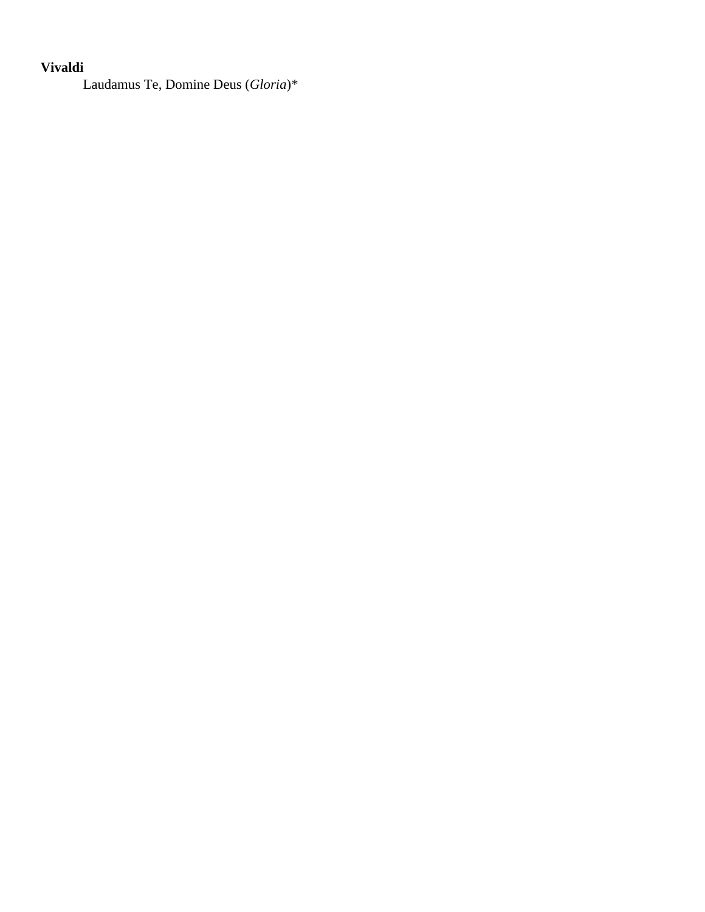**Vivaldi**

Laudamus Te, Domine Deus (*Gloria*)*